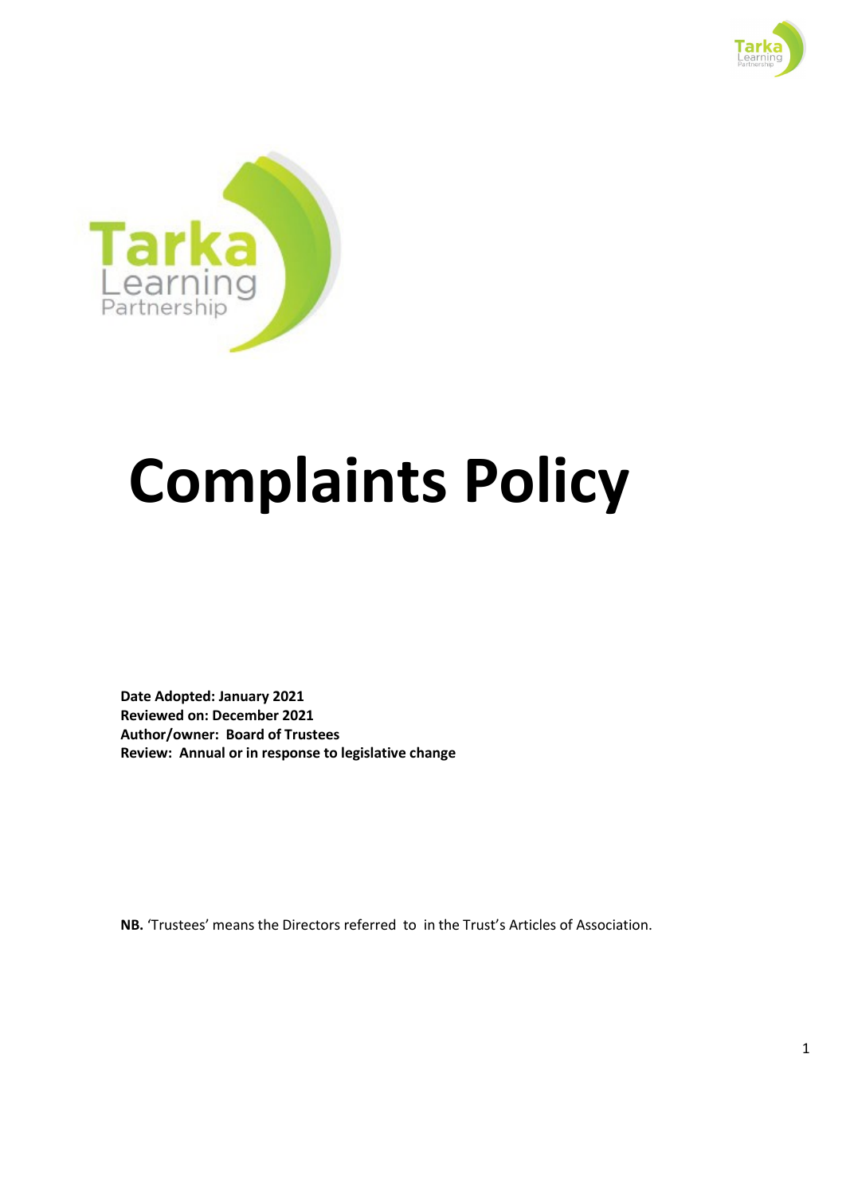# Complaints Policy

**Date Adopted: January 2021**
**Reviewed on: December 2021**
**Author/owner: Board of Trustees**
**Review: Annual or in response to legislative change**

**NB.** 'Trustees' means the Directors referred to in the Trust's Articles of Association.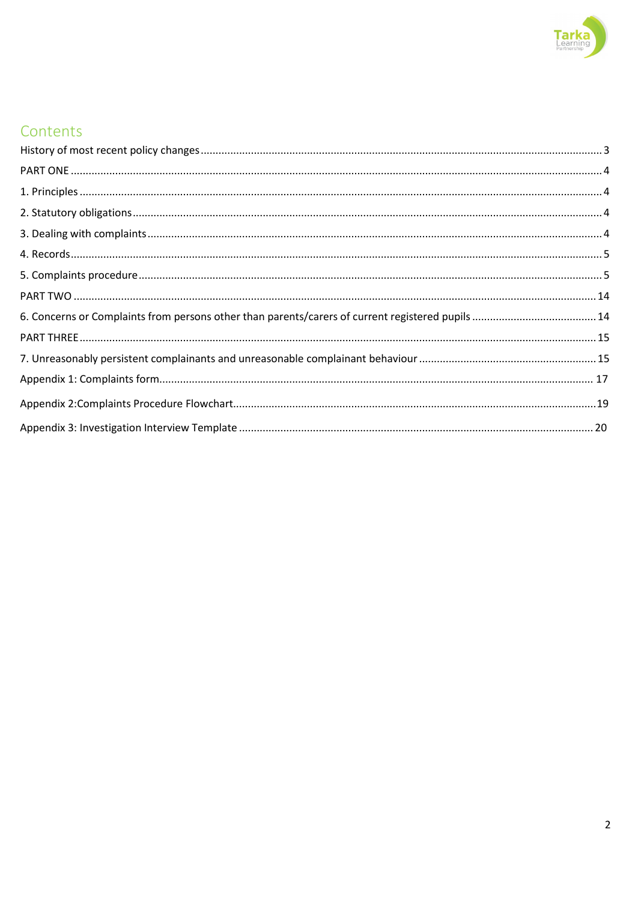# Contents

History of most recent policy changes ..... 3

PART ONE ..... 4

1. Principles ..... 4

2. Statutory obligations ..... 4

3. Dealing with complaints ..... 4

4. Records ..... 5

5. Complaints procedure ..... 5

PART TWO ..... 14

6. Concerns or Complaints from persons other than parents/carers of current registered pupils ..... 14

PART THREE ..... 15

7. Unreasonably persistent complainants and unreasonable complainant behaviour ..... 15

Appendix 1: Complaints form ..... 17

Appendix 2:Complaints Procedure Flowchart ..... 19

Appendix 3: Investigation Interview Template ..... 20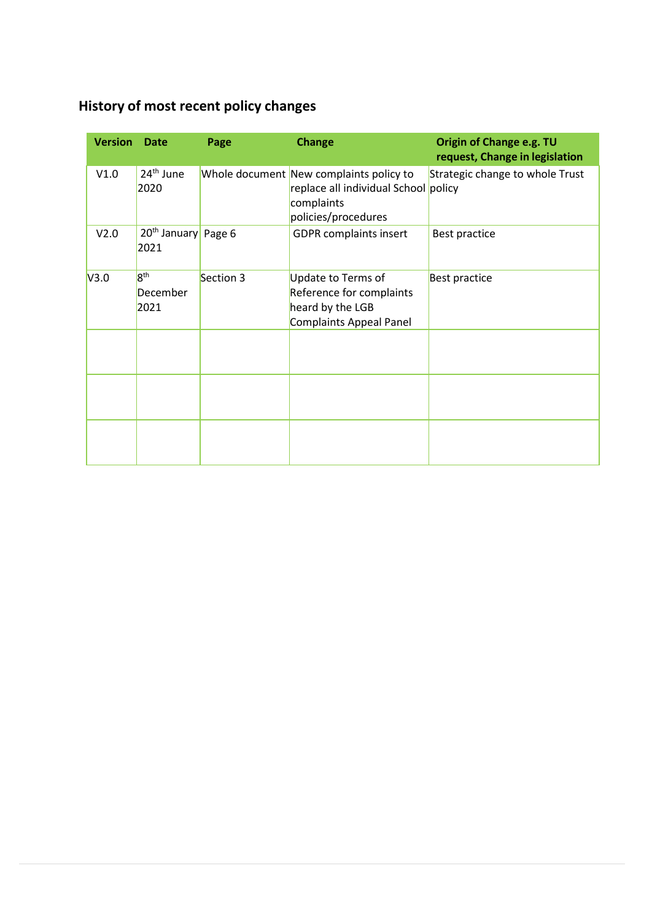## History of most recent policy changes

| Version | Date | Page | Change | Origin of Change e.g. TU request, Change in legislation |
|---|---|---|---|---|
| V1.0 | 24th June 2020 | Whole document | New complaints policy to replace all individual School complaints policies/procedures | Strategic change to whole Trust policy |
| V2.0 | 20th January 2021 | Page 6 | GDPR complaints insert | Best practice |
| V3.0 | 8th December 2021 | Section 3 | Update to Terms of Reference for complaints heard by the LGB Complaints Appeal Panel | Best practice |
| | | | | |
| | | | | |
| | | | | |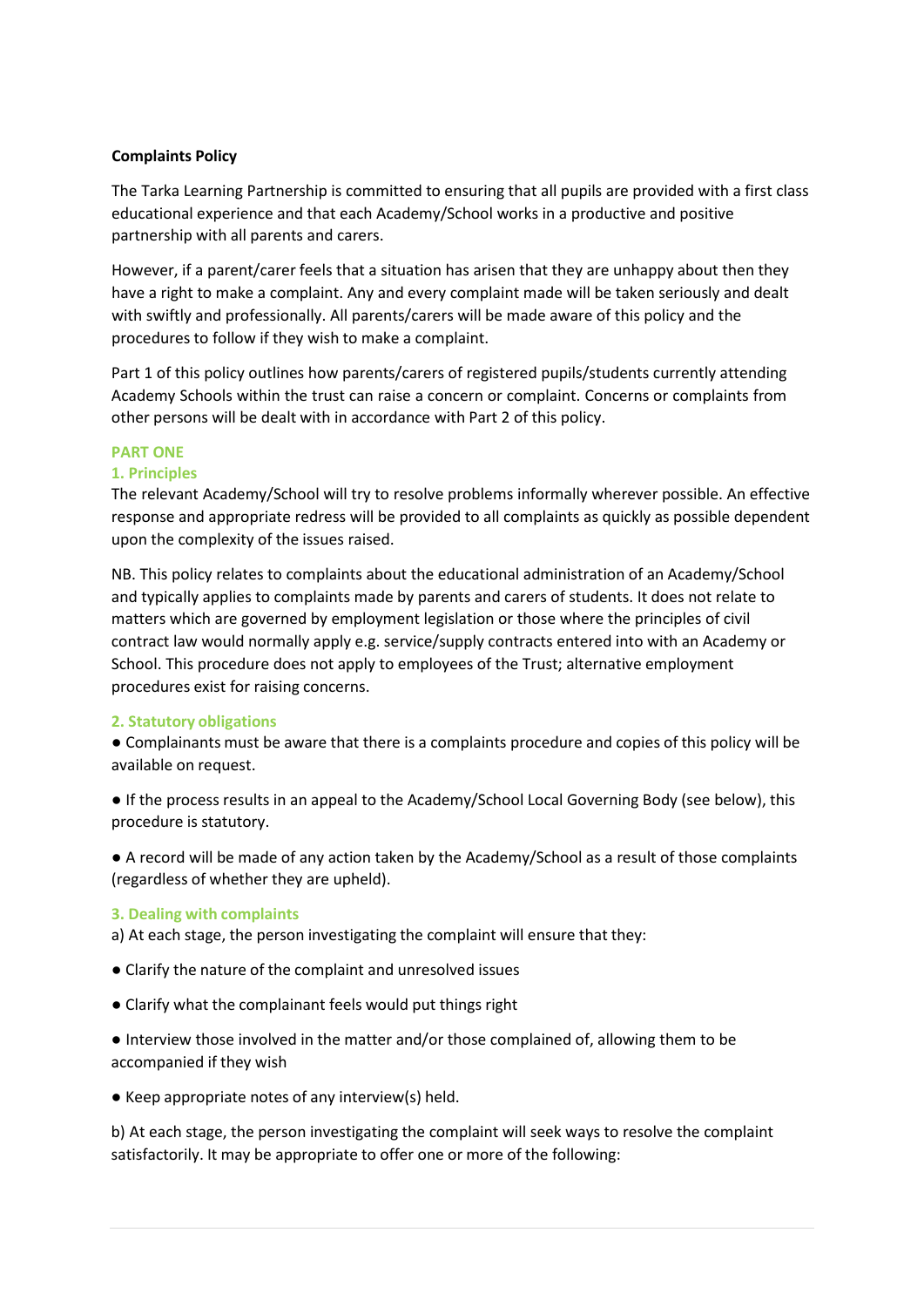**Complaints Policy**

The Tarka Learning Partnership is committed to ensuring that all pupils are provided with a first class educational experience and that each Academy/School works in a productive and positive partnership with all parents and carers.

However, if a parent/carer feels that a situation has arisen that they are unhappy about then they have a right to make a complaint. Any and every complaint made will be taken seriously and dealt with swiftly and professionally. All parents/carers will be made aware of this policy and the procedures to follow if they wish to make a complaint.

Part 1 of this policy outlines how parents/carers of registered pupils/students currently attending Academy Schools within the trust can raise a concern or complaint. Concerns or complaints from other persons will be dealt with in accordance with Part 2 of this policy.

## PART ONE

### 1. Principles

The relevant Academy/School will try to resolve problems informally wherever possible. An effective response and appropriate redress will be provided to all complaints as quickly as possible dependent upon the complexity of the issues raised.

NB. This policy relates to complaints about the educational administration of an Academy/School and typically applies to complaints made by parents and carers of students. It does not relate to matters which are governed by employment legislation or those where the principles of civil contract law would normally apply e.g. service/supply contracts entered into with an Academy or School. This procedure does not apply to employees of the Trust; alternative employment procedures exist for raising concerns.

### 2. Statutory obligations

- Complainants must be aware that there is a complaints procedure and copies of this policy will be available on request.
- If the process results in an appeal to the Academy/School Local Governing Body (see below), this procedure is statutory.
- A record will be made of any action taken by the Academy/School as a result of those complaints (regardless of whether they are upheld).

### 3. Dealing with complaints

a) At each stage, the person investigating the complaint will ensure that they:

- Clarify the nature of the complaint and unresolved issues
- Clarify what the complainant feels would put things right
- Interview those involved in the matter and/or those complained of, allowing them to be accompanied if they wish
- Keep appropriate notes of any interview(s) held.

b) At each stage, the person investigating the complaint will seek ways to resolve the complaint satisfactorily. It may be appropriate to offer one or more of the following: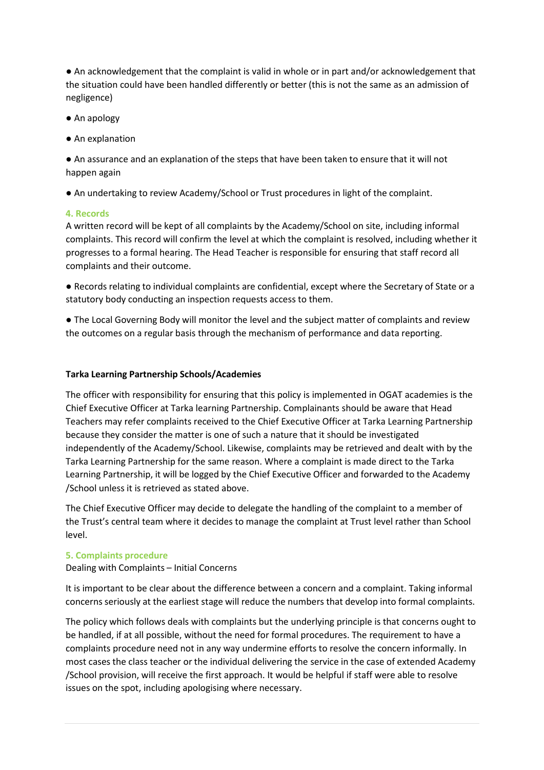- An acknowledgement that the complaint is valid in whole or in part and/or acknowledgement that the situation could have been handled differently or better (this is not the same as an admission of negligence)
- An apology
- An explanation
- An assurance and an explanation of the steps that have been taken to ensure that it will not happen again
- An undertaking to review Academy/School or Trust procedures in light of the complaint.

## 4. Records

A written record will be kept of all complaints by the Academy/School on site, including informal complaints. This record will confirm the level at which the complaint is resolved, including whether it progresses to a formal hearing. The Head Teacher is responsible for ensuring that staff record all complaints and their outcome.

- Records relating to individual complaints are confidential, except where the Secretary of State or a statutory body conducting an inspection requests access to them.
- The Local Governing Body will monitor the level and the subject matter of complaints and review the outcomes on a regular basis through the mechanism of performance and data reporting.

**Tarka Learning Partnership Schools/Academies**

The officer with responsibility for ensuring that this policy is implemented in OGAT academies is the Chief Executive Officer at Tarka learning Partnership. Complainants should be aware that Head Teachers may refer complaints received to the Chief Executive Officer at Tarka Learning Partnership because they consider the matter is one of such a nature that it should be investigated independently of the Academy/School. Likewise, complaints may be retrieved and dealt with by the Tarka Learning Partnership for the same reason. Where a complaint is made direct to the Tarka Learning Partnership, it will be logged by the Chief Executive Officer and forwarded to the Academy /School unless it is retrieved as stated above.

The Chief Executive Officer may decide to delegate the handling of the complaint to a member of the Trust's central team where it decides to manage the complaint at Trust level rather than School level.

## 5. Complaints procedure

Dealing with Complaints – Initial Concerns

It is important to be clear about the difference between a concern and a complaint. Taking informal concerns seriously at the earliest stage will reduce the numbers that develop into formal complaints.

The policy which follows deals with complaints but the underlying principle is that concerns ought to be handled, if at all possible, without the need for formal procedures. The requirement to have a complaints procedure need not in any way undermine efforts to resolve the concern informally. In most cases the class teacher or the individual delivering the service in the case of extended Academy /School provision, will receive the first approach. It would be helpful if staff were able to resolve issues on the spot, including apologising where necessary.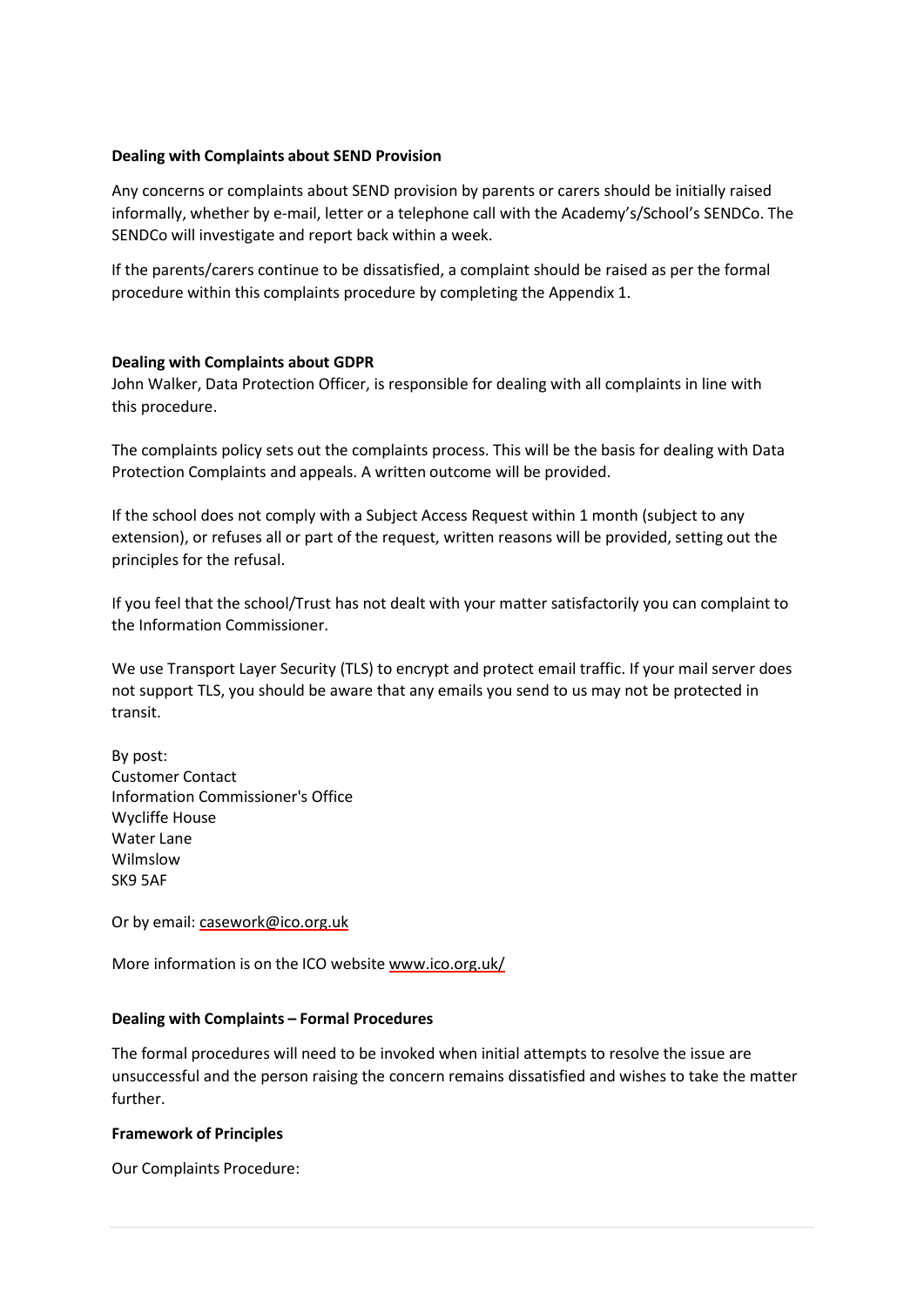**Dealing with Complaints about SEND Provision**

Any concerns or complaints about SEND provision by parents or carers should be initially raised informally, whether by e-mail, letter or a telephone call with the Academy's/School's SENDCo. The SENDCo will investigate and report back within a week.

If the parents/carers continue to be dissatisfied, a complaint should be raised as per the formal procedure within this complaints procedure by completing the Appendix 1.

**Dealing with Complaints about GDPR**

John Walker, Data Protection Officer, is responsible for dealing with all complaints in line with this procedure.

The complaints policy sets out the complaints process. This will be the basis for dealing with Data Protection Complaints and appeals. A written outcome will be provided.

If the school does not comply with a Subject Access Request within 1 month (subject to any extension), or refuses all or part of the request, written reasons will be provided, setting out the principles for the refusal.

If you feel that the school/Trust has not dealt with your matter satisfactorily you can complaint to the Information Commissioner.

We use Transport Layer Security (TLS) to encrypt and protect email traffic. If your mail server does not support TLS, you should be aware that any emails you send to us may not be protected in transit.

By post:
Customer Contact
Information Commissioner's Office
Wycliffe House
Water Lane
Wilmslow
SK9 5AF

Or by email: casework@ico.org.uk

More information is on the ICO website www.ico.org.uk/

**Dealing with Complaints – Formal Procedures**

The formal procedures will need to be invoked when initial attempts to resolve the issue are unsuccessful and the person raising the concern remains dissatisfied and wishes to take the matter further.

**Framework of Principles**

Our Complaints Procedure: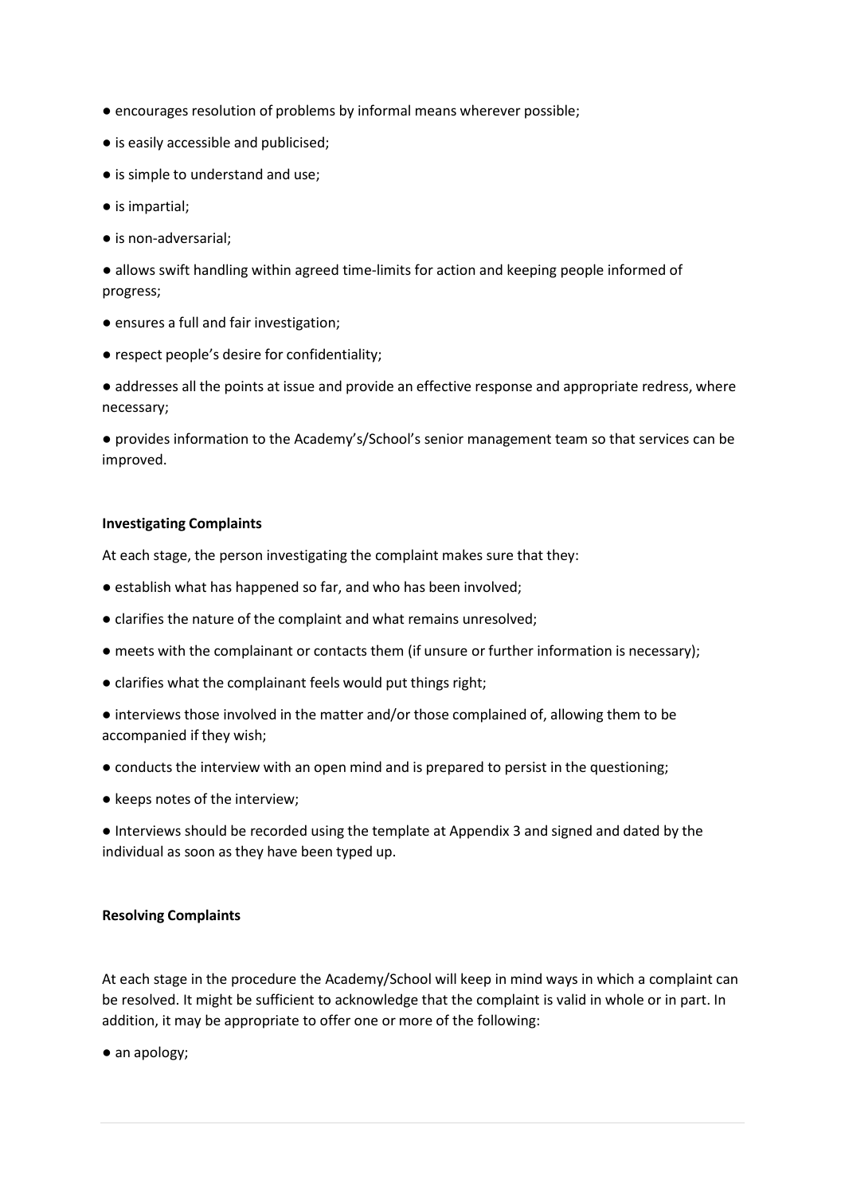- encourages resolution of problems by informal means wherever possible;
- is easily accessible and publicised;
- is simple to understand and use;
- is impartial;
- is non-adversarial;
- allows swift handling within agreed time-limits for action and keeping people informed of progress;
- ensures a full and fair investigation;
- respect people's desire for confidentiality;
- addresses all the points at issue and provide an effective response and appropriate redress, where necessary;
- provides information to the Academy's/School's senior management team so that services can be improved.

**Investigating Complaints**

At each stage, the person investigating the complaint makes sure that they:

- establish what has happened so far, and who has been involved;
- clarifies the nature of the complaint and what remains unresolved;
- meets with the complainant or contacts them (if unsure or further information is necessary);
- clarifies what the complainant feels would put things right;
- interviews those involved in the matter and/or those complained of, allowing them to be accompanied if they wish;
- conducts the interview with an open mind and is prepared to persist in the questioning;
- keeps notes of the interview;
- Interviews should be recorded using the template at Appendix 3 and signed and dated by the individual as soon as they have been typed up.

**Resolving Complaints**

At each stage in the procedure the Academy/School will keep in mind ways in which a complaint can be resolved. It might be sufficient to acknowledge that the complaint is valid in whole or in part. In addition, it may be appropriate to offer one or more of the following:

- an apology;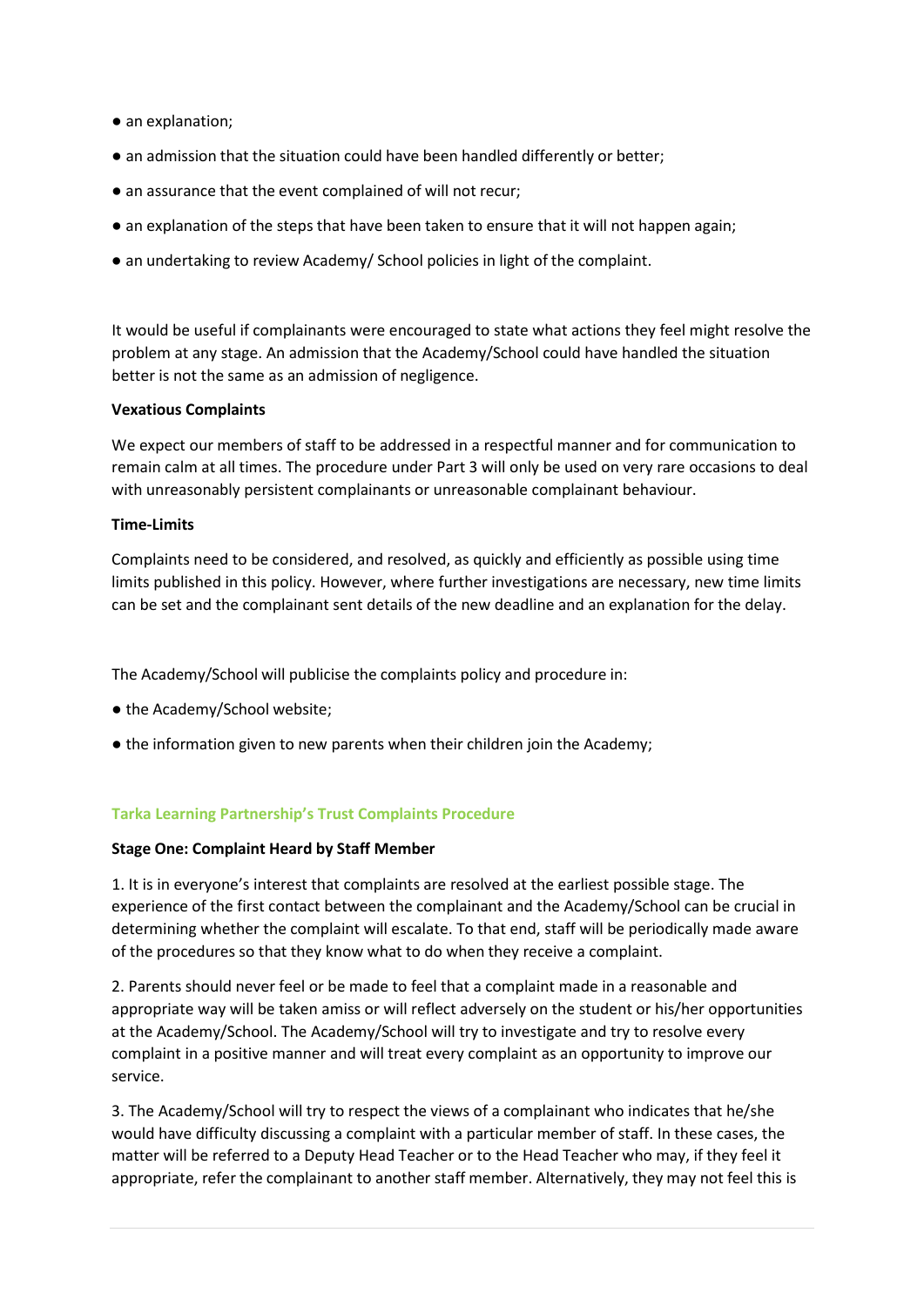- an explanation;
- an admission that the situation could have been handled differently or better;
- an assurance that the event complained of will not recur;
- an explanation of the steps that have been taken to ensure that it will not happen again;
- an undertaking to review Academy/ School policies in light of the complaint.

It would be useful if complainants were encouraged to state what actions they feel might resolve the problem at any stage. An admission that the Academy/School could have handled the situation better is not the same as an admission of negligence.

**Vexatious Complaints**

We expect our members of staff to be addressed in a respectful manner and for communication to remain calm at all times. The procedure under Part 3 will only be used on very rare occasions to deal with unreasonably persistent complainants or unreasonable complainant behaviour.

**Time-Limits**

Complaints need to be considered, and resolved, as quickly and efficiently as possible using time limits published in this policy. However, where further investigations are necessary, new time limits can be set and the complainant sent details of the new deadline and an explanation for the delay.

The Academy/School will publicise the complaints policy and procedure in:

- the Academy/School website;
- the information given to new parents when their children join the Academy;

## Tarka Learning Partnership's Trust Complaints Procedure

**Stage One: Complaint Heard by Staff Member**

1. It is in everyone's interest that complaints are resolved at the earliest possible stage. The experience of the first contact between the complainant and the Academy/School can be crucial in determining whether the complaint will escalate. To that end, staff will be periodically made aware of the procedures so that they know what to do when they receive a complaint.

2. Parents should never feel or be made to feel that a complaint made in a reasonable and appropriate way will be taken amiss or will reflect adversely on the student or his/her opportunities at the Academy/School. The Academy/School will try to investigate and try to resolve every complaint in a positive manner and will treat every complaint as an opportunity to improve our service.

3. The Academy/School will try to respect the views of a complainant who indicates that he/she would have difficulty discussing a complaint with a particular member of staff. In these cases, the matter will be referred to a Deputy Head Teacher or to the Head Teacher who may, if they feel it appropriate, refer the complainant to another staff member. Alternatively, they may not feel this is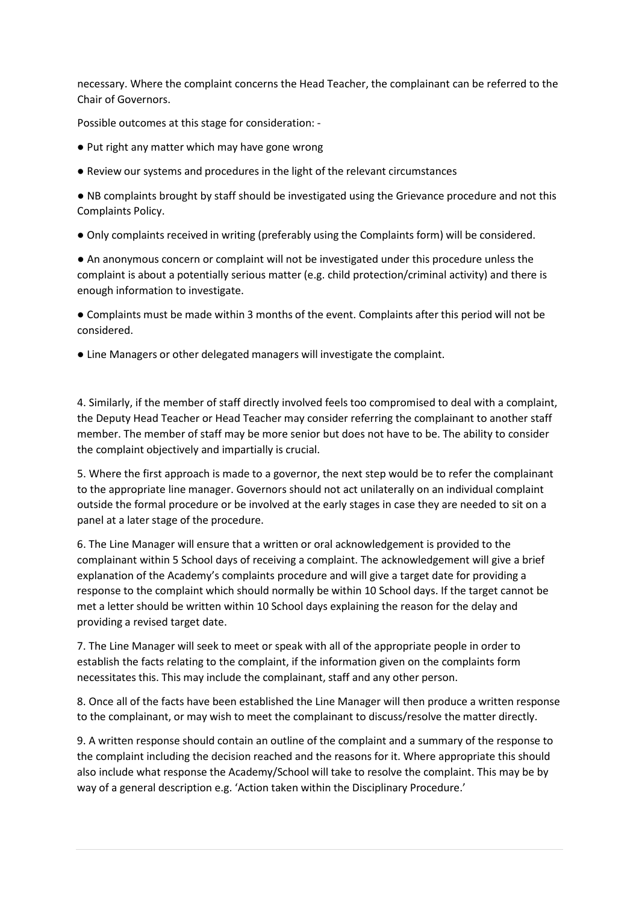necessary. Where the complaint concerns the Head Teacher, the complainant can be referred to the Chair of Governors.

Possible outcomes at this stage for consideration: -

- Put right any matter which may have gone wrong
- Review our systems and procedures in the light of the relevant circumstances
- NB complaints brought by staff should be investigated using the Grievance procedure and not this Complaints Policy.
- Only complaints received in writing (preferably using the Complaints form) will be considered.
- An anonymous concern or complaint will not be investigated under this procedure unless the complaint is about a potentially serious matter (e.g. child protection/criminal activity) and there is enough information to investigate.
- Complaints must be made within 3 months of the event. Complaints after this period will not be considered.
- Line Managers or other delegated managers will investigate the complaint.

4. Similarly, if the member of staff directly involved feels too compromised to deal with a complaint, the Deputy Head Teacher or Head Teacher may consider referring the complainant to another staff member. The member of staff may be more senior but does not have to be. The ability to consider the complaint objectively and impartially is crucial.

5. Where the first approach is made to a governor, the next step would be to refer the complainant to the appropriate line manager. Governors should not act unilaterally on an individual complaint outside the formal procedure or be involved at the early stages in case they are needed to sit on a panel at a later stage of the procedure.

6. The Line Manager will ensure that a written or oral acknowledgement is provided to the complainant within 5 School days of receiving a complaint. The acknowledgement will give a brief explanation of the Academy's complaints procedure and will give a target date for providing a response to the complaint which should normally be within 10 School days. If the target cannot be met a letter should be written within 10 School days explaining the reason for the delay and providing a revised target date.

7. The Line Manager will seek to meet or speak with all of the appropriate people in order to establish the facts relating to the complaint, if the information given on the complaints form necessitates this. This may include the complainant, staff and any other person.

8. Once all of the facts have been established the Line Manager will then produce a written response to the complainant, or may wish to meet the complainant to discuss/resolve the matter directly.

9. A written response should contain an outline of the complaint and a summary of the response to the complaint including the decision reached and the reasons for it. Where appropriate this should also include what response the Academy/School will take to resolve the complaint. This may be by way of a general description e.g. 'Action taken within the Disciplinary Procedure.'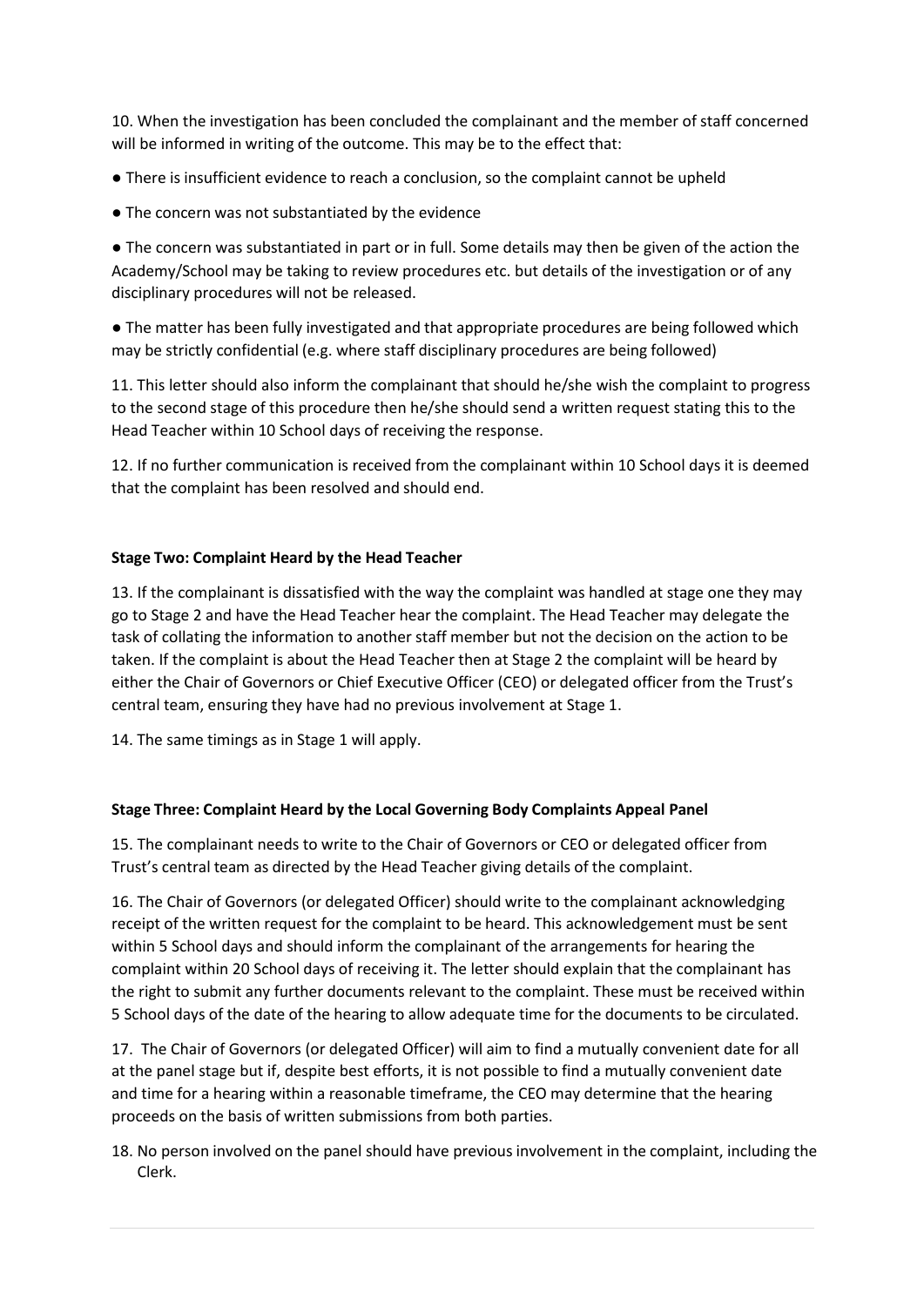10. When the investigation has been concluded the complainant and the member of staff concerned will be informed in writing of the outcome. This may be to the effect that:

- There is insufficient evidence to reach a conclusion, so the complaint cannot be upheld
- The concern was not substantiated by the evidence
- The concern was substantiated in part or in full. Some details may then be given of the action the Academy/School may be taking to review procedures etc. but details of the investigation or of any disciplinary procedures will not be released.
- The matter has been fully investigated and that appropriate procedures are being followed which may be strictly confidential (e.g. where staff disciplinary procedures are being followed)

11. This letter should also inform the complainant that should he/she wish the complaint to progress to the second stage of this procedure then he/she should send a written request stating this to the Head Teacher within 10 School days of receiving the response.

12. If no further communication is received from the complainant within 10 School days it is deemed that the complaint has been resolved and should end.

**Stage Two: Complaint Heard by the Head Teacher**

13. If the complainant is dissatisfied with the way the complaint was handled at stage one they may go to Stage 2 and have the Head Teacher hear the complaint. The Head Teacher may delegate the task of collating the information to another staff member but not the decision on the action to be taken. If the complaint is about the Head Teacher then at Stage 2 the complaint will be heard by either the Chair of Governors or Chief Executive Officer (CEO) or delegated officer from the Trust's central team, ensuring they have had no previous involvement at Stage 1.

14. The same timings as in Stage 1 will apply.

**Stage Three: Complaint Heard by the Local Governing Body Complaints Appeal Panel**

15. The complainant needs to write to the Chair of Governors or CEO or delegated officer from Trust's central team as directed by the Head Teacher giving details of the complaint.

16. The Chair of Governors (or delegated Officer) should write to the complainant acknowledging receipt of the written request for the complaint to be heard. This acknowledgement must be sent within 5 School days and should inform the complainant of the arrangements for hearing the complaint within 20 School days of receiving it. The letter should explain that the complainant has the right to submit any further documents relevant to the complaint. These must be received within 5 School days of the date of the hearing to allow adequate time for the documents to be circulated.

17. The Chair of Governors (or delegated Officer) will aim to find a mutually convenient date for all at the panel stage but if, despite best efforts, it is not possible to find a mutually convenient date and time for a hearing within a reasonable timeframe, the CEO may determine that the hearing proceeds on the basis of written submissions from both parties.

18. No person involved on the panel should have previous involvement in the complaint, including the Clerk.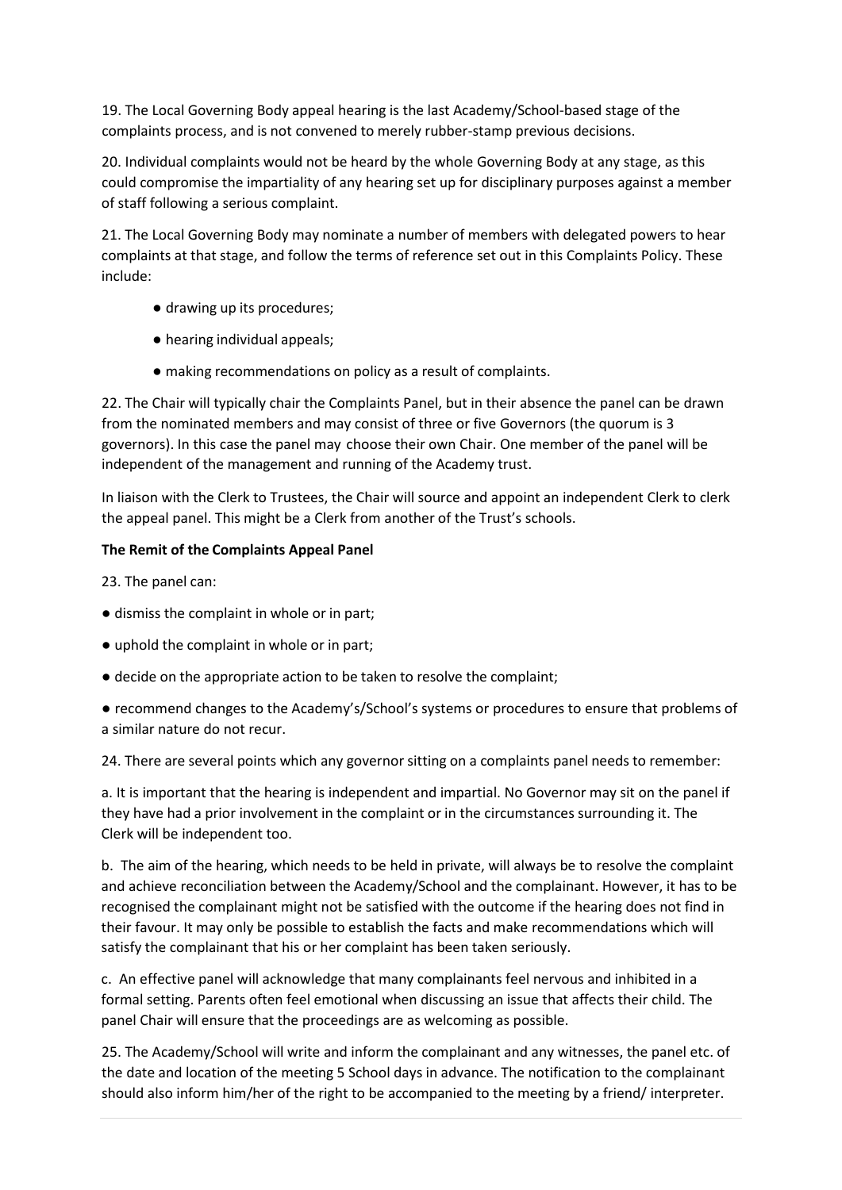19. The Local Governing Body appeal hearing is the last Academy/School-based stage of the complaints process, and is not convened to merely rubber-stamp previous decisions.

20. Individual complaints would not be heard by the whole Governing Body at any stage, as this could compromise the impartiality of any hearing set up for disciplinary purposes against a member of staff following a serious complaint.

21. The Local Governing Body may nominate a number of members with delegated powers to hear complaints at that stage, and follow the terms of reference set out in this Complaints Policy. These include:

- drawing up its procedures;
- hearing individual appeals;
- making recommendations on policy as a result of complaints.

22. The Chair will typically chair the Complaints Panel, but in their absence the panel can be drawn from the nominated members and may consist of three or five Governors (the quorum is 3 governors). In this case the panel may choose their own Chair. One member of the panel will be independent of the management and running of the Academy trust.

In liaison with the Clerk to Trustees, the Chair will source and appoint an independent Clerk to clerk the appeal panel. This might be a Clerk from another of the Trust's schools.

**The Remit of the Complaints Appeal Panel**

23. The panel can:

- dismiss the complaint in whole or in part;
- uphold the complaint in whole or in part;
- decide on the appropriate action to be taken to resolve the complaint;
- recommend changes to the Academy's/School's systems or procedures to ensure that problems of a similar nature do not recur.

24. There are several points which any governor sitting on a complaints panel needs to remember:

a. It is important that the hearing is independent and impartial. No Governor may sit on the panel if they have had a prior involvement in the complaint or in the circumstances surrounding it. The Clerk will be independent too.

b. The aim of the hearing, which needs to be held in private, will always be to resolve the complaint and achieve reconciliation between the Academy/School and the complainant. However, it has to be recognised the complainant might not be satisfied with the outcome if the hearing does not find in their favour. It may only be possible to establish the facts and make recommendations which will satisfy the complainant that his or her complaint has been taken seriously.

c. An effective panel will acknowledge that many complainants feel nervous and inhibited in a formal setting. Parents often feel emotional when discussing an issue that affects their child. The panel Chair will ensure that the proceedings are as welcoming as possible.

25. The Academy/School will write and inform the complainant and any witnesses, the panel etc. of the date and location of the meeting 5 School days in advance. The notification to the complainant should also inform him/her of the right to be accompanied to the meeting by a friend/ interpreter.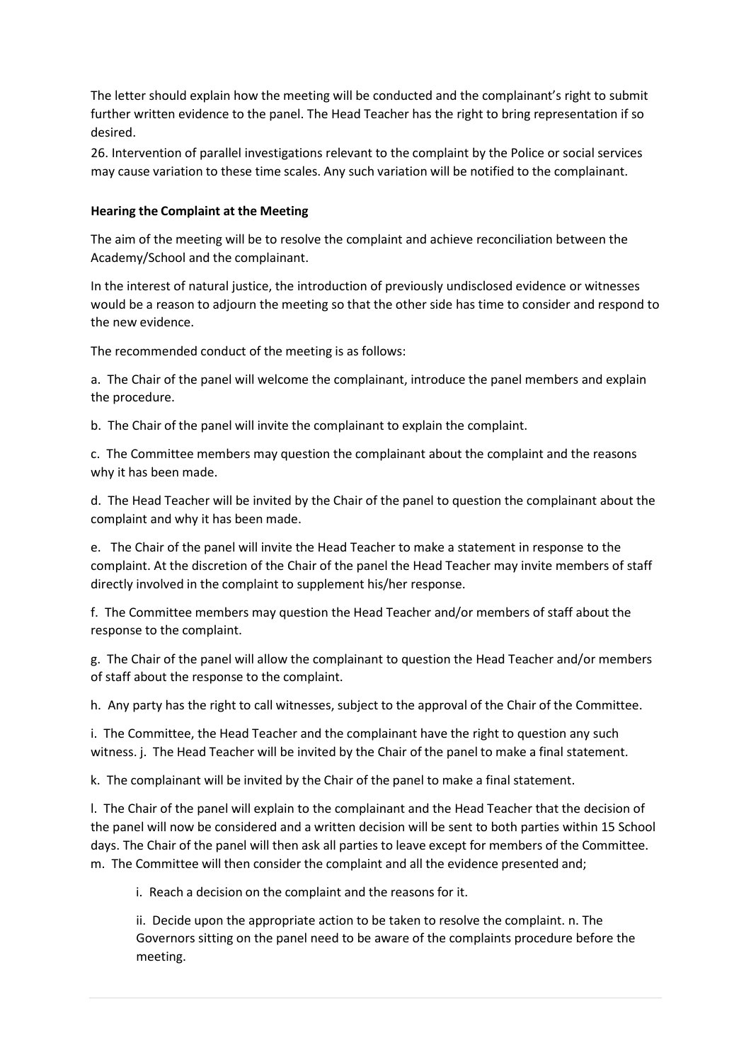The letter should explain how the meeting will be conducted and the complainant's right to submit further written evidence to the panel. The Head Teacher has the right to bring representation if so desired.

26. Intervention of parallel investigations relevant to the complaint by the Police or social services may cause variation to these time scales. Any such variation will be notified to the complainant.

**Hearing the Complaint at the Meeting**

The aim of the meeting will be to resolve the complaint and achieve reconciliation between the Academy/School and the complainant.

In the interest of natural justice, the introduction of previously undisclosed evidence or witnesses would be a reason to adjourn the meeting so that the other side has time to consider and respond to the new evidence.

The recommended conduct of the meeting is as follows:

a. The Chair of the panel will welcome the complainant, introduce the panel members and explain the procedure.

b. The Chair of the panel will invite the complainant to explain the complaint.

c. The Committee members may question the complainant about the complaint and the reasons why it has been made.

d. The Head Teacher will be invited by the Chair of the panel to question the complainant about the complaint and why it has been made.

e. The Chair of the panel will invite the Head Teacher to make a statement in response to the complaint. At the discretion of the Chair of the panel the Head Teacher may invite members of staff directly involved in the complaint to supplement his/her response.

f. The Committee members may question the Head Teacher and/or members of staff about the response to the complaint.

g. The Chair of the panel will allow the complainant to question the Head Teacher and/or members of staff about the response to the complaint.

h. Any party has the right to call witnesses, subject to the approval of the Chair of the Committee.

i. The Committee, the Head Teacher and the complainant have the right to question any such witness. j. The Head Teacher will be invited by the Chair of the panel to make a final statement.

k. The complainant will be invited by the Chair of the panel to make a final statement.

l. The Chair of the panel will explain to the complainant and the Head Teacher that the decision of the panel will now be considered and a written decision will be sent to both parties within 15 School days. The Chair of the panel will then ask all parties to leave except for members of the Committee.
m. The Committee will then consider the complaint and all the evidence presented and;

i. Reach a decision on the complaint and the reasons for it.

ii. Decide upon the appropriate action to be taken to resolve the complaint. n. The Governors sitting on the panel need to be aware of the complaints procedure before the meeting.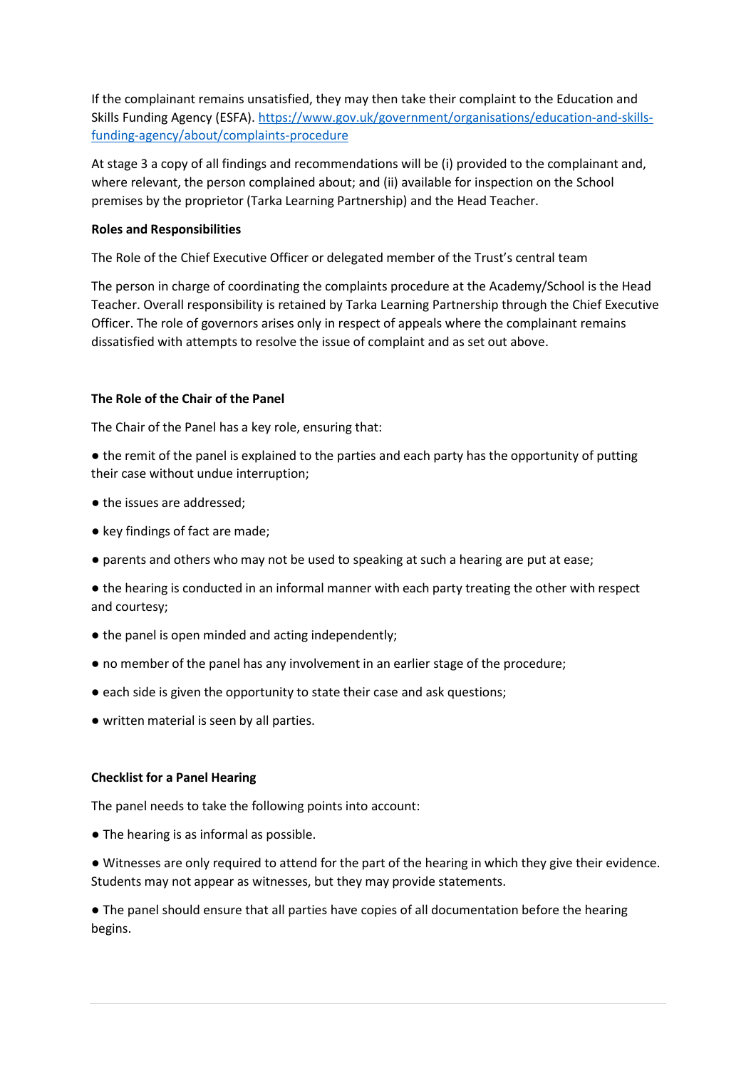If the complainant remains unsatisfied, they may then take their complaint to the Education and Skills Funding Agency (ESFA). [https://www.gov.uk/government/organisations/education-and-skills-funding-agency/about/complaints-procedure](https://www.gov.uk/government/organisations/education-and-skills-funding-agency/about/complaints-procedure)

At stage 3 a copy of all findings and recommendations will be (i) provided to the complainant and, where relevant, the person complained about; and (ii) available for inspection on the School premises by the proprietor (Tarka Learning Partnership) and the Head Teacher.

**Roles and Responsibilities**

The Role of the Chief Executive Officer or delegated member of the Trust's central team

The person in charge of coordinating the complaints procedure at the Academy/School is the Head Teacher. Overall responsibility is retained by Tarka Learning Partnership through the Chief Executive Officer. The role of governors arises only in respect of appeals where the complainant remains dissatisfied with attempts to resolve the issue of complaint and as set out above.

**The Role of the Chair of the Panel**

The Chair of the Panel has a key role, ensuring that:

- the remit of the panel is explained to the parties and each party has the opportunity of putting their case without undue interruption;
- the issues are addressed;
- key findings of fact are made;
- parents and others who may not be used to speaking at such a hearing are put at ease;
- the hearing is conducted in an informal manner with each party treating the other with respect and courtesy;
- the panel is open minded and acting independently;
- no member of the panel has any involvement in an earlier stage of the procedure;
- each side is given the opportunity to state their case and ask questions;
- written material is seen by all parties.

**Checklist for a Panel Hearing**

The panel needs to take the following points into account:

- The hearing is as informal as possible.
- Witnesses are only required to attend for the part of the hearing in which they give their evidence. Students may not appear as witnesses, but they may provide statements.
- The panel should ensure that all parties have copies of all documentation before the hearing begins.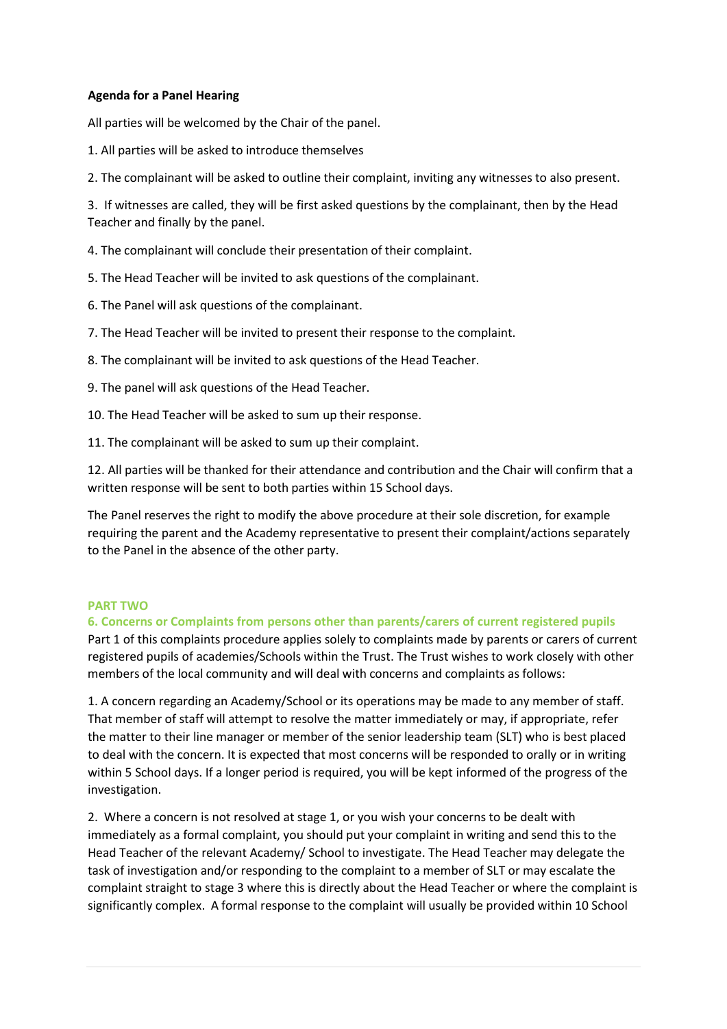**Agenda for a Panel Hearing**

All parties will be welcomed by the Chair of the panel.

1. All parties will be asked to introduce themselves

2. The complainant will be asked to outline their complaint, inviting any witnesses to also present.

3. If witnesses are called, they will be first asked questions by the complainant, then by the Head Teacher and finally by the panel.

4. The complainant will conclude their presentation of their complaint.

5. The Head Teacher will be invited to ask questions of the complainant.

6. The Panel will ask questions of the complainant.

7. The Head Teacher will be invited to present their response to the complaint.

8. The complainant will be invited to ask questions of the Head Teacher.

9. The panel will ask questions of the Head Teacher.

10. The Head Teacher will be asked to sum up their response.

11. The complainant will be asked to sum up their complaint.

12. All parties will be thanked for their attendance and contribution and the Chair will confirm that a written response will be sent to both parties within 15 School days.

The Panel reserves the right to modify the above procedure at their sole discretion, for example requiring the parent and the Academy representative to present their complaint/actions separately to the Panel in the absence of the other party.

## PART TWO

### 6. Concerns or Complaints from persons other than parents/carers of current registered pupils

Part 1 of this complaints procedure applies solely to complaints made by parents or carers of current registered pupils of academies/Schools within the Trust. The Trust wishes to work closely with other members of the local community and will deal with concerns and complaints as follows:

1. A concern regarding an Academy/School or its operations may be made to any member of staff. That member of staff will attempt to resolve the matter immediately or may, if appropriate, refer the matter to their line manager or member of the senior leadership team (SLT) who is best placed to deal with the concern. It is expected that most concerns will be responded to orally or in writing within 5 School days. If a longer period is required, you will be kept informed of the progress of the investigation.

2. Where a concern is not resolved at stage 1, or you wish your concerns to be dealt with immediately as a formal complaint, you should put your complaint in writing and send this to the Head Teacher of the relevant Academy/ School to investigate. The Head Teacher may delegate the task of investigation and/or responding to the complaint to a member of SLT or may escalate the complaint straight to stage 3 where this is directly about the Head Teacher or where the complaint is significantly complex. A formal response to the complaint will usually be provided within 10 School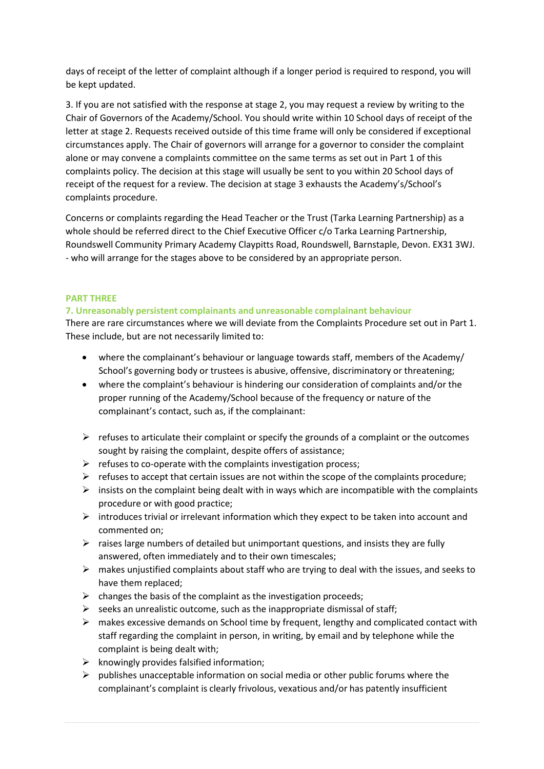days of receipt of the letter of complaint although if a longer period is required to respond, you will be kept updated.

3. If you are not satisfied with the response at stage 2, you may request a review by writing to the Chair of Governors of the Academy/School. You should write within 10 School days of receipt of the letter at stage 2. Requests received outside of this time frame will only be considered if exceptional circumstances apply. The Chair of governors will arrange for a governor to consider the complaint alone or may convene a complaints committee on the same terms as set out in Part 1 of this complaints policy. The decision at this stage will usually be sent to you within 20 School days of receipt of the request for a review. The decision at stage 3 exhausts the Academy's/School's complaints procedure.

Concerns or complaints regarding the Head Teacher or the Trust (Tarka Learning Partnership) as a whole should be referred direct to the Chief Executive Officer c/o Tarka Learning Partnership, Roundswell Community Primary Academy Claypitts Road, Roundswell, Barnstaple, Devon. EX31 3WJ. - who will arrange for the stages above to be considered by an appropriate person.

## PART THREE

### 7. Unreasonably persistent complainants and unreasonable complainant behaviour

There are rare circumstances where we will deviate from the Complaints Procedure set out in Part 1. These include, but are not necessarily limited to:

- where the complainant's behaviour or language towards staff, members of the Academy/ School's governing body or trustees is abusive, offensive, discriminatory or threatening;
- where the complaint's behaviour is hindering our consideration of complaints and/or the proper running of the Academy/School because of the frequency or nature of the complainant's contact, such as, if the complainant:
  - refuses to articulate their complaint or specify the grounds of a complaint or the outcomes sought by raising the complaint, despite offers of assistance;
  - refuses to co-operate with the complaints investigation process;
  - refuses to accept that certain issues are not within the scope of the complaints procedure;
  - insists on the complaint being dealt with in ways which are incompatible with the complaints procedure or with good practice;
  - introduces trivial or irrelevant information which they expect to be taken into account and commented on;
  - raises large numbers of detailed but unimportant questions, and insists they are fully answered, often immediately and to their own timescales;
  - makes unjustified complaints about staff who are trying to deal with the issues, and seeks to have them replaced;
  - changes the basis of the complaint as the investigation proceeds;
  - seeks an unrealistic outcome, such as the inappropriate dismissal of staff;
  - makes excessive demands on School time by frequent, lengthy and complicated contact with staff regarding the complaint in person, in writing, by email and by telephone while the complaint is being dealt with;
  - knowingly provides falsified information;
  - publishes unacceptable information on social media or other public forums where the complainant's complaint is clearly frivolous, vexatious and/or has patently insufficient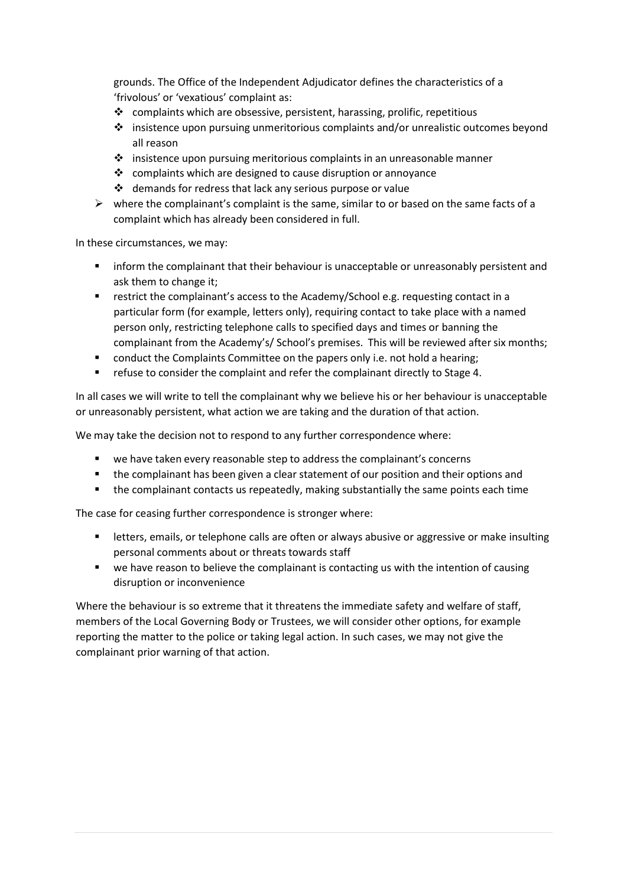grounds. The Office of the Independent Adjudicator defines the characteristics of a 'frivolous' or 'vexatious' complaint as:

  - complaints which are obsessive, persistent, harassing, prolific, repetitious
  - insistence upon pursuing unmeritorious complaints and/or unrealistic outcomes beyond all reason
  - insistence upon pursuing meritorious complaints in an unreasonable manner
  - complaints which are designed to cause disruption or annoyance
  - demands for redress that lack any serious purpose or value

- where the complainant's complaint is the same, similar to or based on the same facts of a complaint which has already been considered in full.

In these circumstances, we may:

- inform the complainant that their behaviour is unacceptable or unreasonably persistent and ask them to change it;
- restrict the complainant's access to the Academy/School e.g. requesting contact in a particular form (for example, letters only), requiring contact to take place with a named person only, restricting telephone calls to specified days and times or banning the complainant from the Academy's/ School's premises. This will be reviewed after six months;
- conduct the Complaints Committee on the papers only i.e. not hold a hearing;
- refuse to consider the complaint and refer the complainant directly to Stage 4.

In all cases we will write to tell the complainant why we believe his or her behaviour is unacceptable or unreasonably persistent, what action we are taking and the duration of that action.

We may take the decision not to respond to any further correspondence where:

- we have taken every reasonable step to address the complainant's concerns
- the complainant has been given a clear statement of our position and their options and
- the complainant contacts us repeatedly, making substantially the same points each time

The case for ceasing further correspondence is stronger where:

- letters, emails, or telephone calls are often or always abusive or aggressive or make insulting personal comments about or threats towards staff
- we have reason to believe the complainant is contacting us with the intention of causing disruption or inconvenience

Where the behaviour is so extreme that it threatens the immediate safety and welfare of staff, members of the Local Governing Body or Trustees, we will consider other options, for example reporting the matter to the police or taking legal action. In such cases, we may not give the complainant prior warning of that action.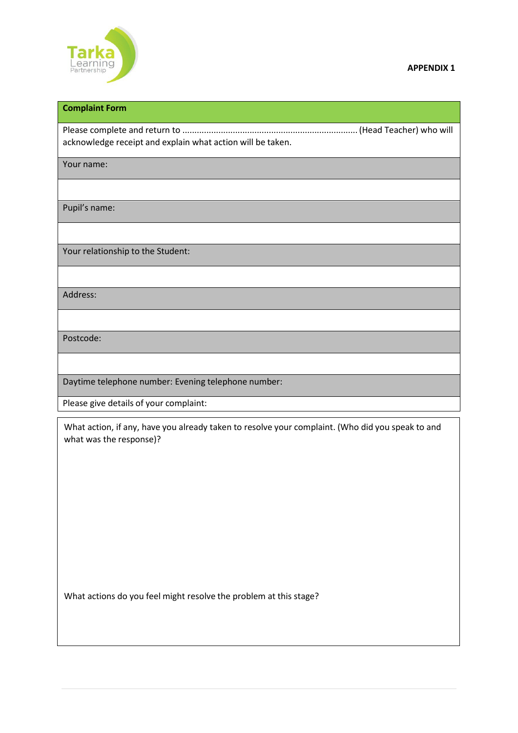**APPENDIX 1**

| **Complaint Form** |
|---|
| Please complete and return to ........................................................................ (Head Teacher) who will acknowledge receipt and explain what action will be taken. |
| Your name: |
| |
| Pupil's name: |
| |
| Your relationship to the Student: |
| |
| Address: |
| |
| Postcode: |
| |
| Daytime telephone number: Evening telephone number: |
| Please give details of your complaint: |

| What action, if any, have you already taken to resolve your complaint. (Who did you speak to and what was the response)? |
|---|
| What actions do you feel might resolve the problem at this stage? |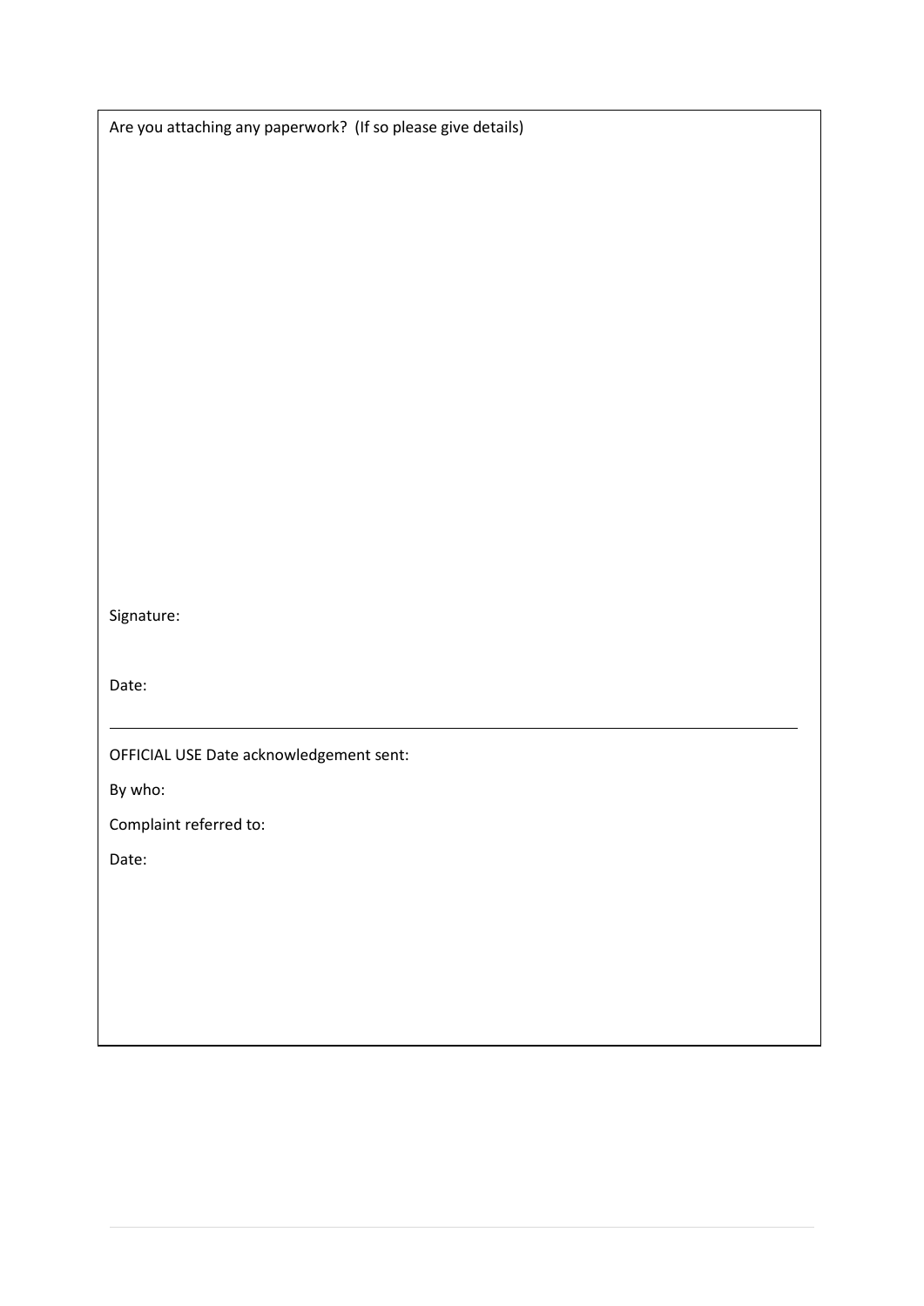Are you attaching any paperwork? (If so please give details)

Signature:

Date:

---

OFFICIAL USE Date acknowledgement sent:

By who:

Complaint referred to:

Date: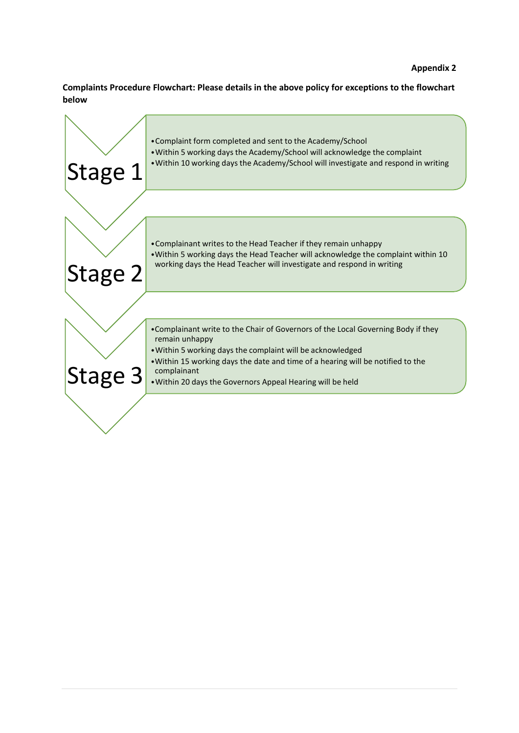**Appendix 2**

**Complaints Procedure Flowchart: Please details in the above policy for exceptions to the flowchart below**

## Stage 1

- Complaint form completed and sent to the Academy/School
- Within 5 working days the Academy/School will acknowledge the complaint
- Within 10 working days the Academy/School will investigate and respond in writing

## Stage 2

- Complainant writes to the Head Teacher if they remain unhappy
- Within 5 working days the Head Teacher will acknowledge the complaint within 10 working days the Head Teacher will investigate and respond in writing

## Stage 3

- Complainant write to the Chair of Governors of the Local Governing Body if they remain unhappy
- Within 5 working days the complaint will be acknowledged
- Within 15 working days the date and time of a hearing will be notified to the complainant
- Within 20 days the Governors Appeal Hearing will be held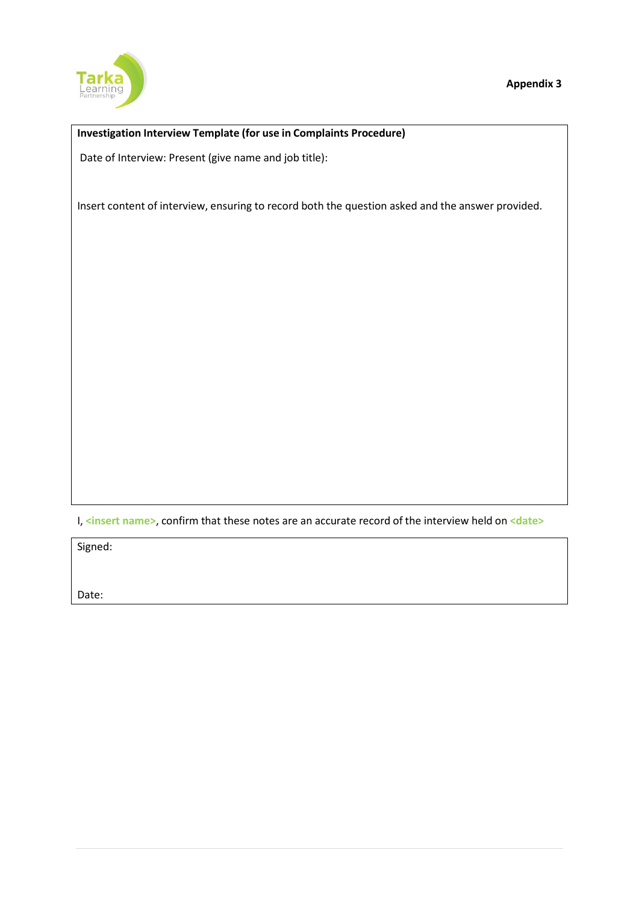**Appendix 3**

**Investigation Interview Template (for use in Complaints Procedure)**

Date of Interview: Present (give name and job title):

Insert content of interview, ensuring to record both the question asked and the answer provided.

I, **<insert name>**, confirm that these notes are an accurate record of the interview held on **<date>**

Signed:

Date: